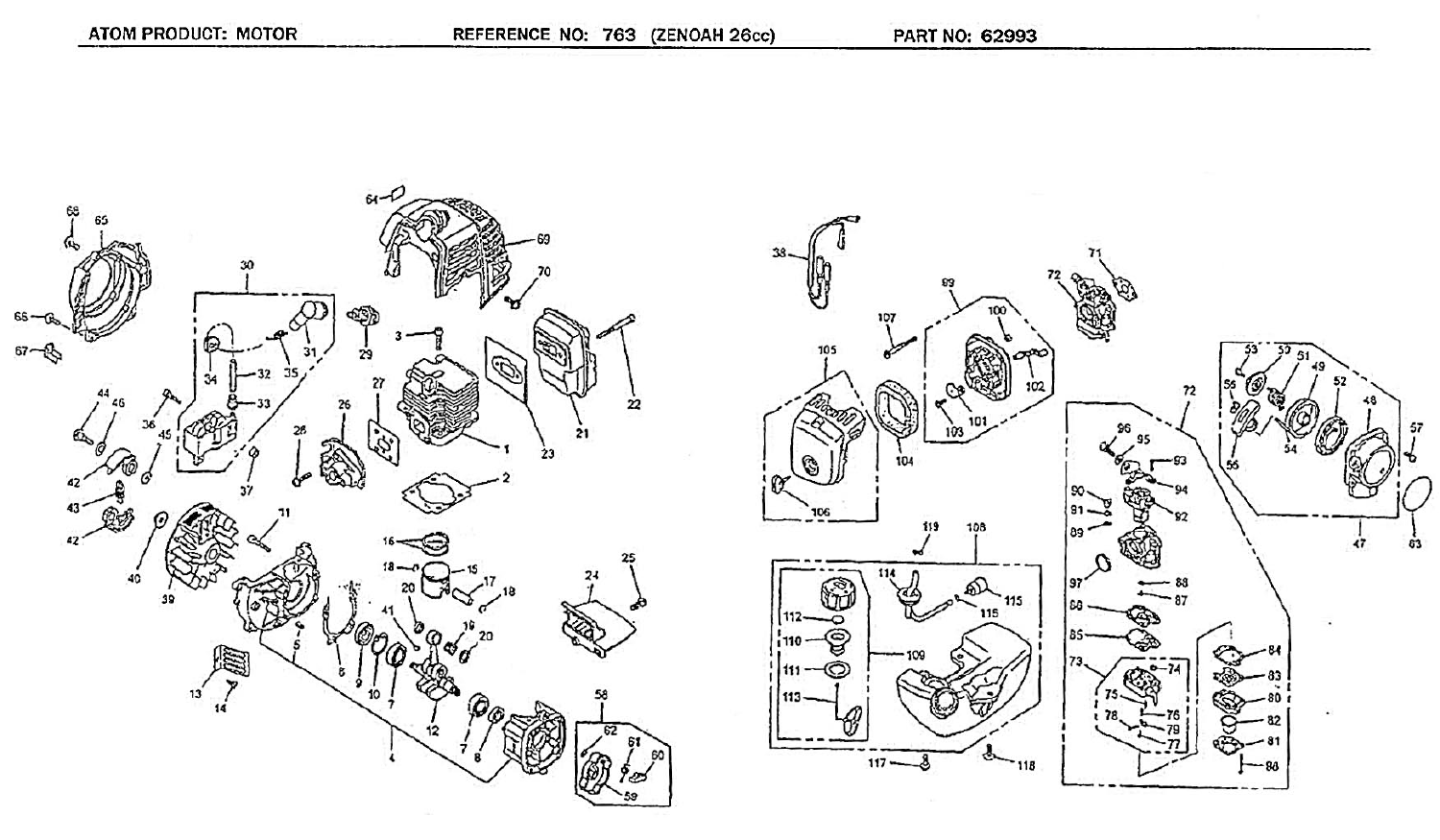ATOM PRODUCT: MOTOR REFERENCE NO: 763 (ZENOAH 26cc) PART NO: 62993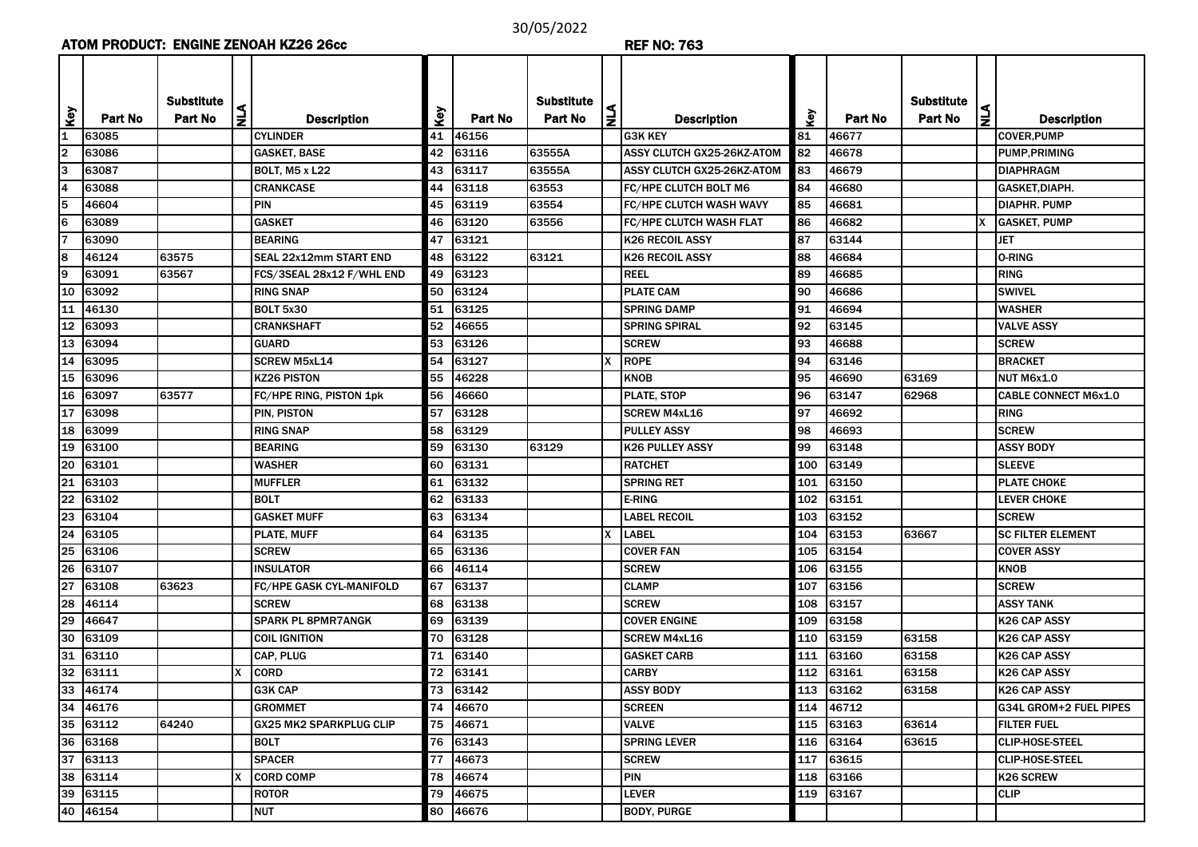30/05/2022

**ATOM PRODUCT: ENGINE ZENOAH KZ26 26cc**

**REF NO: 763**

| Key | Part No | Substitute Part No | NLA | Description | Key | Part No | Substitute Part No | NLA | Description | Key | Part No | Substitute Part No | NLA | Description |
|---|---|---|---|---|---|---|---|---|---|---|---|---|---|---|
| 1 | 63085 | | | CYLINDER | 41 | 46156 | | | G3K KEY | 81 | 46677 | | | COVER,PUMP |
| 2 | 63086 | | | GASKET, BASE | 42 | 63116 | 63555A | | ASSY CLUTCH GX25-26KZ-ATOM | 82 | 46678 | | | PUMP,PRIMING |
| 3 | 63087 | | | BOLT, M5 x L22 | 43 | 63117 | 63555A | | ASSY CLUTCH GX25-26KZ-ATOM | 83 | 46679 | | | DIAPHRAGM |
| 4 | 63088 | | | CRANKCASE | 44 | 63118 | 63553 | | FC/HPE CLUTCH BOLT M6 | 84 | 46680 | | | GASKET,DIAPH. |
| 5 | 46604 | | | PIN | 45 | 63119 | 63554 | | FC/HPE CLUTCH WASH WAVY | 85 | 46681 | | | DIAPHR. PUMP |
| 6 | 63089 | | | GASKET | 46 | 63120 | 63556 | | FC/HPE CLUTCH WASH FLAT | 86 | 46682 | | X | GASKET, PUMP |
| 7 | 63090 | | | BEARING | 47 | 63121 | | | K26 RECOIL ASSY | 87 | 63144 | | | JET |
| 8 | 46124 | 63575 | | SEAL 22x12mm START END | 48 | 63122 | 63121 | | K26 RECOIL ASSY | 88 | 46684 | | | O-RING |
| 9 | 63091 | 63567 | | FCS/3SEAL 28x12 F/WHL END | 49 | 63123 | | | REEL | 89 | 46685 | | | RING |
| 10 | 63092 | | | RING SNAP | 50 | 63124 | | | PLATE CAM | 90 | 46686 | | | SWIVEL |
| 11 | 46130 | | | BOLT 5x30 | 51 | 63125 | | | SPRING DAMP | 91 | 46694 | | | WASHER |
| 12 | 63093 | | | CRANKSHAFT | 52 | 46655 | | | SPRING SPIRAL | 92 | 63145 | | | VALVE ASSY |
| 13 | 63094 | | | GUARD | 53 | 63126 | | | SCREW | 93 | 46688 | | | SCREW |
| 14 | 63095 | | | SCREW M5xL14 | 54 | 63127 | | X | ROPE | 94 | 63146 | | | BRACKET |
| 15 | 63096 | | | KZ26 PISTON | 55 | 46228 | | | KNOB | 95 | 46690 | 63169 | | NUT M6x1.0 |
| 16 | 63097 | 63577 | | FC/HPE RING, PISTON 1pk | 56 | 46660 | | | PLATE, STOP | 96 | 63147 | 62968 | | CABLE CONNECT M6x1.0 |
| 17 | 63098 | | | PIN, PISTON | 57 | 63128 | | | SCREW M4xL16 | 97 | 46692 | | | RING |
| 18 | 63099 | | | RING SNAP | 58 | 63129 | | | PULLEY ASSY | 98 | 46693 | | | SCREW |
| 19 | 63100 | | | BEARING | 59 | 63130 | 63129 | | K26 PULLEY ASSY | 99 | 63148 | | | ASSY BODY |
| 20 | 63101 | | | WASHER | 60 | 63131 | | | RATCHET | 100 | 63149 | | | SLEEVE |
| 21 | 63103 | | | MUFFLER | 61 | 63132 | | | SPRING RET | 101 | 63150 | | | PLATE CHOKE |
| 22 | 63102 | | | BOLT | 62 | 63133 | | | E-RING | 102 | 63151 | | | LEVER CHOKE |
| 23 | 63104 | | | GASKET MUFF | 63 | 63134 | | | LABEL RECOIL | 103 | 63152 | | | SCREW |
| 24 | 63105 | | | PLATE, MUFF | 64 | 63135 | | X | LABEL | 104 | 63153 | 63667 | | SC FILTER ELEMENT |
| 25 | 63106 | | | SCREW | 65 | 63136 | | | COVER FAN | 105 | 63154 | | | COVER ASSY |
| 26 | 63107 | | | INSULATOR | 66 | 46114 | | | SCREW | 106 | 63155 | | | KNOB |
| 27 | 63108 | 63623 | | FC/HPE GASK CYL-MANIFOLD | 67 | 63137 | | | CLAMP | 107 | 63156 | | | SCREW |
| 28 | 46114 | | | SCREW | 68 | 63138 | | | SCREW | 108 | 63157 | | | ASSY TANK |
| 29 | 46647 | | | SPARK PL 8PMR7ANGK | 69 | 63139 | | | COVER ENGINE | 109 | 63158 | | | K26 CAP ASSY |
| 30 | 63109 | | | COIL IGNITION | 70 | 63128 | | | SCREW M4xL16 | 110 | 63159 | 63158 | | K26 CAP ASSY |
| 31 | 63110 | | | CAP, PLUG | 71 | 63140 | | | GASKET CARB | 111 | 63160 | 63158 | | K26 CAP ASSY |
| 32 | 63111 | | X | CORD | 72 | 63141 | | | CARBY | 112 | 63161 | 63158 | | K26 CAP ASSY |
| 33 | 46174 | | | G3K CAP | 73 | 63142 | | | ASSY BODY | 113 | 63162 | 63158 | | K26 CAP ASSY |
| 34 | 46176 | | | GROMMET | 74 | 46670 | | | SCREEN | 114 | 46712 | | | G34L GROM+2 FUEL PIPES |
| 35 | 63112 | 64240 | | GX25 MK2 SPARKPLUG CLIP | 75 | 46671 | | | VALVE | 115 | 63163 | 63614 | | FILTER FUEL |
| 36 | 63168 | | | BOLT | 76 | 63143 | | | SPRING LEVER | 116 | 63164 | 63615 | | CLIP-HOSE-STEEL |
| 37 | 63113 | | | SPACER | 77 | 46673 | | | SCREW | 117 | 63615 | | | CLIP-HOSE-STEEL |
| 38 | 63114 | | X | CORD COMP | 78 | 46674 | | | PIN | 118 | 63166 | | | K26 SCREW |
| 39 | 63115 | | | ROTOR | 79 | 46675 | | | LEVER | 119 | 63167 | | | CLIP |
| 40 | 46154 | | | NUT | 80 | 46676 | | | BODY, PURGE | | | | | |